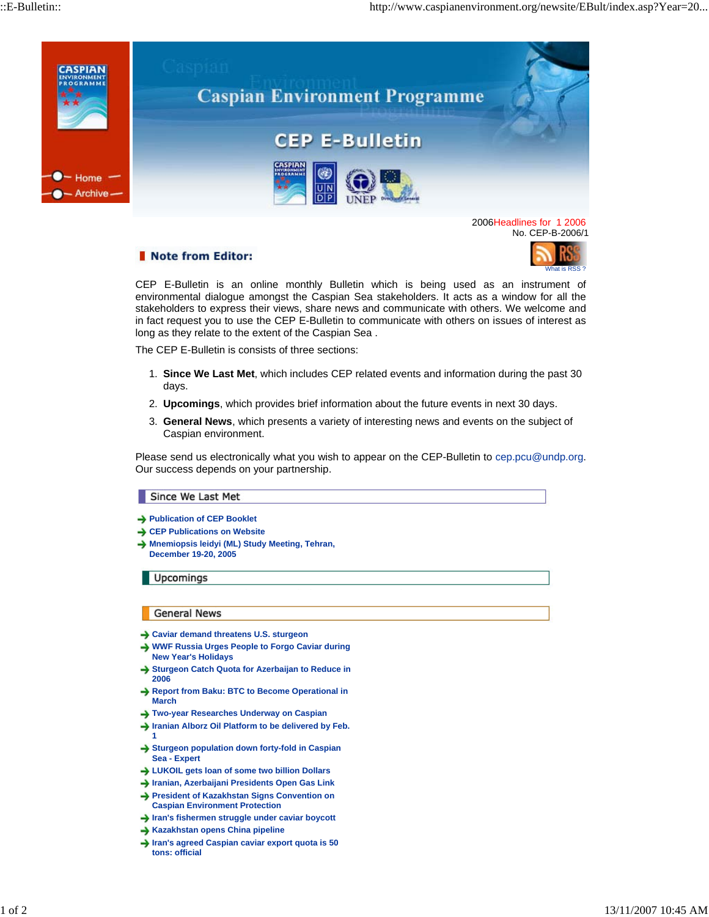# Caspian Environment Programme

## CEP E-Bulletin

Home

Archive

2006 Headlines for 1 2006
No. CEP-B-2006/1

### Note from Editor:

What is RSS ?

CEP E-Bulletin is an online monthly Bulletin which is being used as an instrument of environmental dialogue amongst the Caspian Sea stakeholders. It acts as a window for all the stakeholders to express their views, share news and communicate with others. We welcome and in fact request you to use the CEP E-Bulletin to communicate with others on issues of interest as long as they relate to the extent of the Caspian Sea .

The CEP E-Bulletin is consists of three sections:

1. **Since We Last Met**, which includes CEP related events and information during the past 30 days.
2. **Upcomings**, which provides brief information about the future events in next 30 days.
3. **General News**, which presents a variety of interesting news and events on the subject of Caspian environment.

Please send us electronically what you wish to appear on the CEP-Bulletin to cep.pcu@undp.org. Our success depends on your partnership.

### Since We Last Met

- **Publication of CEP Booklet**
- **CEP Publications on Website**
- **Mnemiopsis leidyi (ML) Study Meeting, Tehran, December 19-20, 2005**

### Upcomings

### General News

- **Caviar demand threatens U.S. sturgeon**
- **WWF Russia Urges People to Forgo Caviar during New Year's Holidays**
- **Sturgeon Catch Quota for Azerbaijan to Reduce in 2006**
- **Report from Baku: BTC to Become Operational in March**
- **Two-year Researches Underway on Caspian**
- **Iranian Alborz Oil Platform to be delivered by Feb. 1**
- **Sturgeon population down forty-fold in Caspian Sea - Expert**
- **LUKOIL gets loan of some two billion Dollars**
- **Iranian, Azerbaijani Presidents Open Gas Link**
- **President of Kazakhstan Signs Convention on Caspian Environment Protection**
- **Iran's fishermen struggle under caviar boycott**
- **Kazakhstan opens China pipeline**
- **Iran's agreed Caspian caviar export quota is 50 tons: official**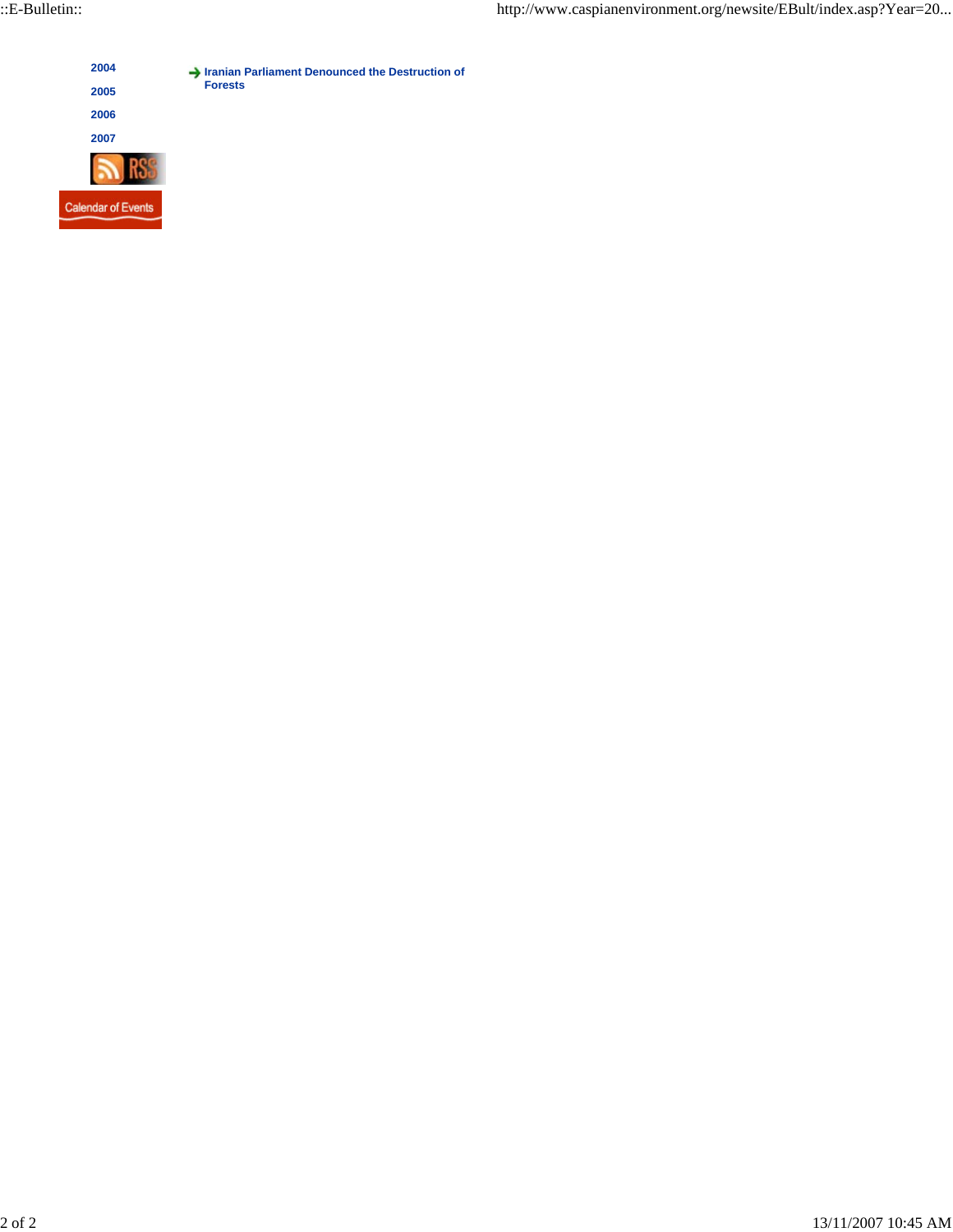2004

2005

2006

2007

RSS

Calendar of Events

➔ Iranian Parliament Denounced the Destruction of Forests